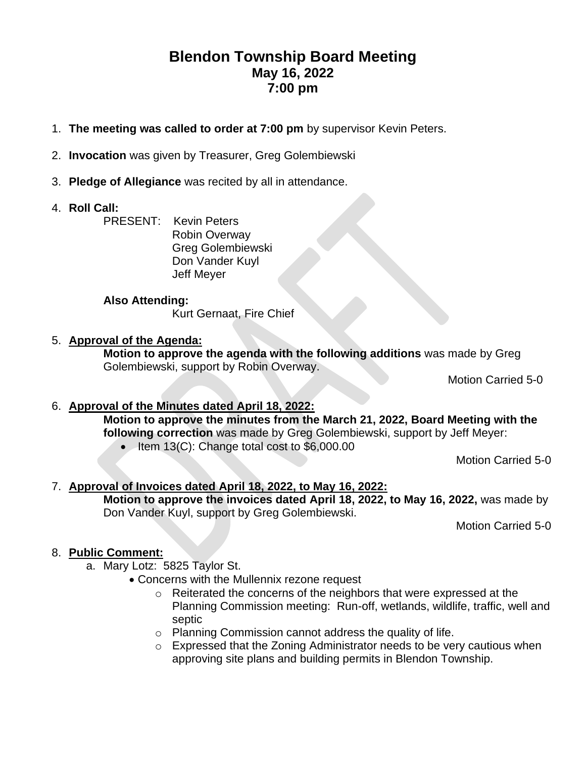# Blendon Township Board Meeting
## May 16, 2022
## 7:00 pm

1. **The meeting was called to order at 7:00 pm** by supervisor Kevin Peters.

2. **Invocation** was given by Treasurer, Greg Golembiewski

3. **Pledge of Allegiance** was recited by all in attendance.

4. **Roll Call:**

   PRESENT: Kevin Peters
   Robin Overway
   Greg Golembiewski
   Don Vander Kuyl
   Jeff Meyer

   **Also Attending:**
   Kurt Gernaat, Fire Chief

5. **Approval of the Agenda:**

   **Motion to approve the agenda with the following additions** was made by Greg Golembiewski, support by Robin Overway.

   Motion Carried 5-0

6. **Approval of the Minutes dated April 18, 2022:**

   **Motion to approve the minutes from the March 21, 2022, Board Meeting with the following correction** was made by Greg Golembiewski, support by Jeff Meyer:
   - Item 13(C): Change total cost to $6,000.00

   Motion Carried 5-0

7. **Approval of Invoices dated April 18, 2022, to May 16, 2022:**

   **Motion to approve the invoices dated April 18, 2022, to May 16, 2022,** was made by Don Vander Kuyl, support by Greg Golembiewski.

   Motion Carried 5-0

8. **Public Comment:**

   a. Mary Lotz: 5825 Taylor St.
      - Concerns with the Mullennix rezone request
        - Reiterated the concerns of the neighbors that were expressed at the Planning Commission meeting: Run-off, wetlands, wildlife, traffic, well and septic
        - Planning Commission cannot address the quality of life.
        - Expressed that the Zoning Administrator needs to be very cautious when approving site plans and building permits in Blendon Township.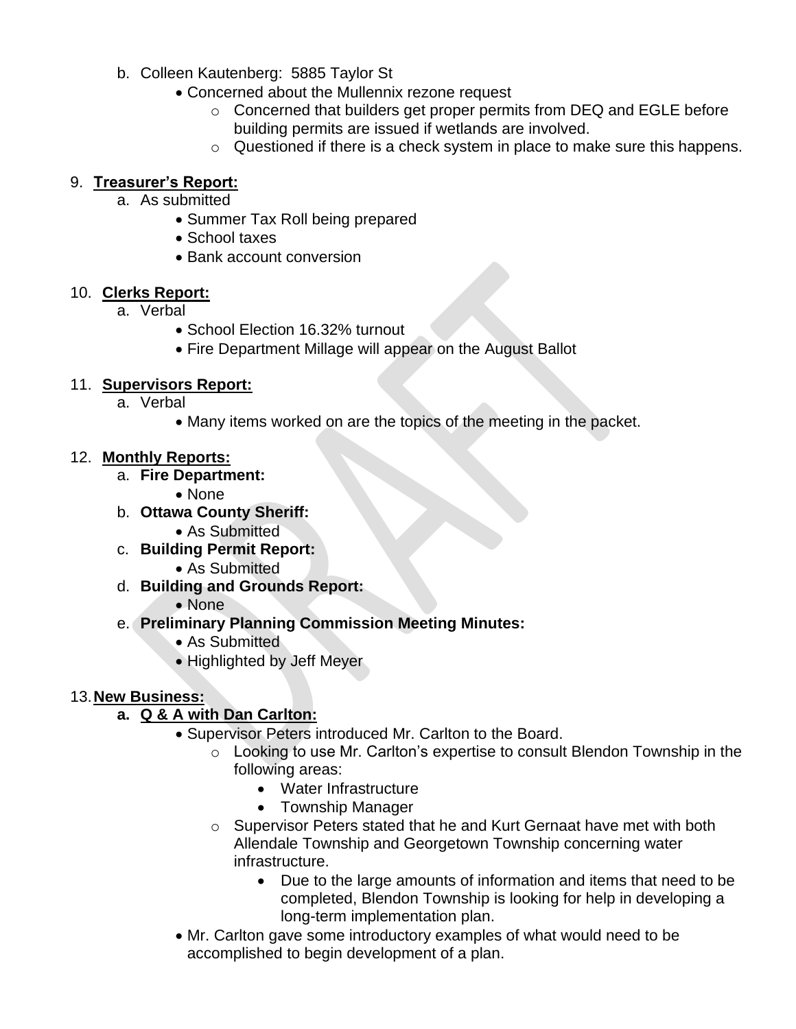b. Colleen Kautenberg: 5885 Taylor St
   - Concerned about the Mullennix rezone request
     - Concerned that builders get proper permits from DEQ and EGLE before building permits are issued if wetlands are involved.
     - Questioned if there is a check system in place to make sure this happens.

9. **Treasurer's Report:**
   a. As submitted
      - Summer Tax Roll being prepared
      - School taxes
      - Bank account conversion

10. **Clerks Report:**
    a. Verbal
       - School Election 16.32% turnout
       - Fire Department Millage will appear on the August Ballot

11. **Supervisors Report:**
    a. Verbal
       - Many items worked on are the topics of the meeting in the packet.

12. **Monthly Reports:**
    a. **Fire Department:**
       - None
    b. **Ottawa County Sheriff:**
       - As Submitted
    c. **Building Permit Report:**
       - As Submitted
    d. **Building and Grounds Report:**
       - None
    e. **Preliminary Planning Commission Meeting Minutes:**
       - As Submitted
       - Highlighted by Jeff Meyer

13. **New Business:**
    a. **Q & A with Dan Carlton:**
       - Supervisor Peters introduced Mr. Carlton to the Board.
         - Looking to use Mr. Carlton's expertise to consult Blendon Township in the following areas:
           - Water Infrastructure
           - Township Manager
         - Supervisor Peters stated that he and Kurt Gernaat have met with both Allendale Township and Georgetown Township concerning water infrastructure.
           - Due to the large amounts of information and items that need to be completed, Blendon Township is looking for help in developing a long-term implementation plan.
       - Mr. Carlton gave some introductory examples of what would need to be accomplished to begin development of a plan.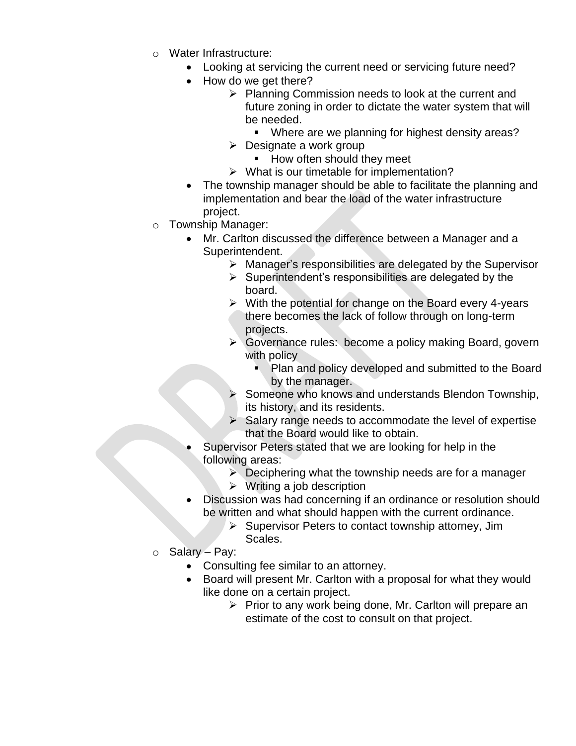- Water Infrastructure:
  - Looking at servicing the current need or servicing future need?
  - How do we get there?
    - Planning Commission needs to look at the current and future zoning in order to dictate the water system that will be needed.
      - Where are we planning for highest density areas?
    - Designate a work group
      - How often should they meet
    - What is our timetable for implementation?
  - The township manager should be able to facilitate the planning and implementation and bear the load of the water infrastructure project.
- Township Manager:
  - Mr. Carlton discussed the difference between a Manager and a Superintendent.
    - Manager's responsibilities are delegated by the Supervisor
    - Superintendent's responsibilities are delegated by the board.
    - With the potential for change on the Board every 4-years there becomes the lack of follow through on long-term projects.
    - Governance rules: become a policy making Board, govern with policy
      - Plan and policy developed and submitted to the Board by the manager.
    - Someone who knows and understands Blendon Township, its history, and its residents.
    - Salary range needs to accommodate the level of expertise that the Board would like to obtain.
  - Supervisor Peters stated that we are looking for help in the following areas:
    - Deciphering what the township needs are for a manager
    - Writing a job description
  - Discussion was had concerning if an ordinance or resolution should be written and what should happen with the current ordinance.
    - Supervisor Peters to contact township attorney, Jim Scales.
- Salary – Pay:
  - Consulting fee similar to an attorney.
  - Board will present Mr. Carlton with a proposal for what they would like done on a certain project.
    - Prior to any work being done, Mr. Carlton will prepare an estimate of the cost to consult on that project.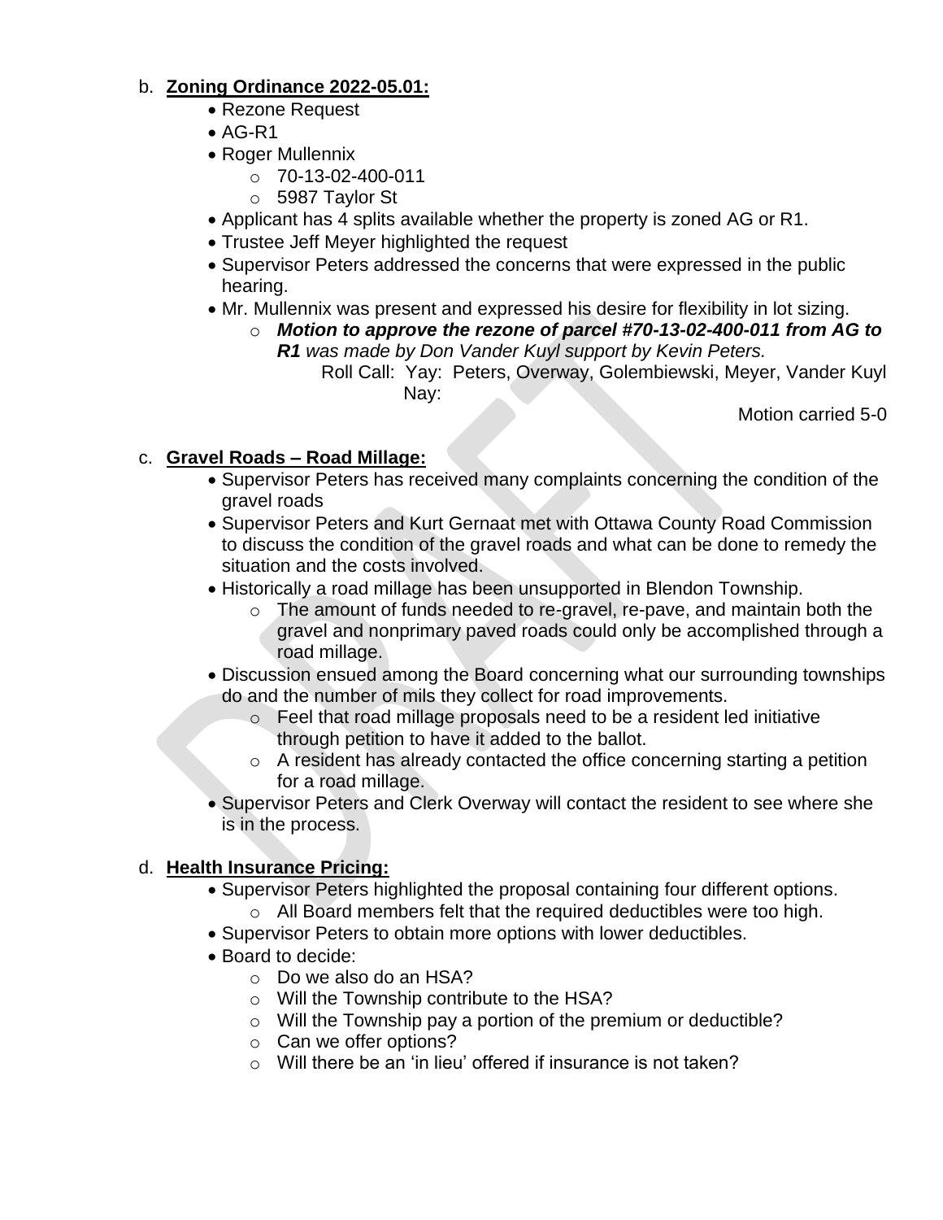b. **<u>Zoning Ordinance 2022-05.01:</u>**

- Rezone Request
- AG-R1
- Roger Mullennix
  - 70-13-02-400-011
  - 5987 Taylor St
- Applicant has 4 splits available whether the property is zoned AG or R1.
- Trustee Jeff Meyer highlighted the request
- Supervisor Peters addressed the concerns that were expressed in the public hearing.
- Mr. Mullennix was present and expressed his desire for flexibility in lot sizing.
  - ***Motion to approve the rezone of parcel #70-13-02-400-011 from AG to R1*** *was made by Don Vander Kuyl support by Kevin Peters.*

    Roll Call: Yay: Peters, Overway, Golembiewski, Meyer, Vander Kuyl
    Nay:

    Motion carried 5-0

c. **<u>Gravel Roads – Road Millage:</u>**

- Supervisor Peters has received many complaints concerning the condition of the gravel roads
- Supervisor Peters and Kurt Gernaat met with Ottawa County Road Commission to discuss the condition of the gravel roads and what can be done to remedy the situation and the costs involved.
- Historically a road millage has been unsupported in Blendon Township.
  - The amount of funds needed to re-gravel, re-pave, and maintain both the gravel and nonprimary paved roads could only be accomplished through a road millage.
- Discussion ensued among the Board concerning what our surrounding townships do and the number of mils they collect for road improvements.
  - Feel that road millage proposals need to be a resident led initiative through petition to have it added to the ballot.
  - A resident has already contacted the office concerning starting a petition for a road millage.
- Supervisor Peters and Clerk Overway will contact the resident to see where she is in the process.

d. **<u>Health Insurance Pricing:</u>**

- Supervisor Peters highlighted the proposal containing four different options.
  - All Board members felt that the required deductibles were too high.
- Supervisor Peters to obtain more options with lower deductibles.
- Board to decide:
  - Do we also do an HSA?
  - Will the Township contribute to the HSA?
  - Will the Township pay a portion of the premium or deductible?
  - Can we offer options?
  - Will there be an 'in lieu' offered if insurance is not taken?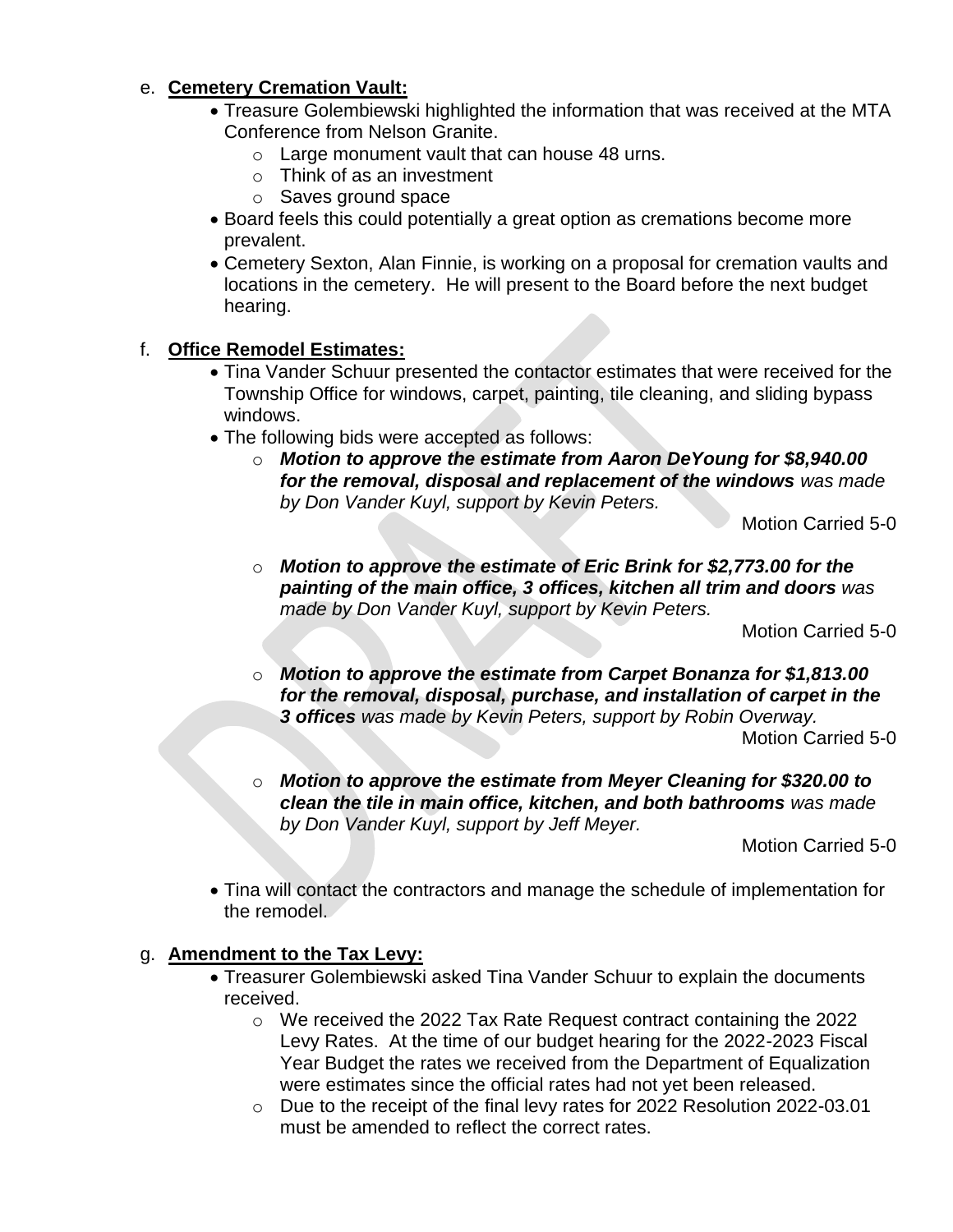e. **Cemetery Cremation Vault:**

- Treasure Golembiewski highlighted the information that was received at the MTA Conference from Nelson Granite.
  - Large monument vault that can house 48 urns.
  - Think of as an investment
  - Saves ground space
- Board feels this could potentially a great option as cremations become more prevalent.
- Cemetery Sexton, Alan Finnie, is working on a proposal for cremation vaults and locations in the cemetery. He will present to the Board before the next budget hearing.

f. **Office Remodel Estimates:**

- Tina Vander Schuur presented the contactor estimates that were received for the Township Office for windows, carpet, painting, tile cleaning, and sliding bypass windows.
- The following bids were accepted as follows:
  - ***Motion to approve the estimate from Aaron DeYoung for $8,940.00 for the removal, disposal and replacement of the windows*** *was made by Don Vander Kuyl, support by Kevin Peters.*

    Motion Carried 5-0

  - ***Motion to approve the estimate of Eric Brink for $2,773.00 for the painting of the main office, 3 offices, kitchen all trim and doors*** *was made by Don Vander Kuyl, support by Kevin Peters.*

    Motion Carried 5-0

  - ***Motion to approve the estimate from Carpet Bonanza for $1,813.00 for the removal, disposal, purchase, and installation of carpet in the 3 offices*** *was made by Kevin Peters, support by Robin Overway.*

    Motion Carried 5-0

  - ***Motion to approve the estimate from Meyer Cleaning for $320.00 to clean the tile in main office, kitchen, and both bathrooms*** *was made by Don Vander Kuyl, support by Jeff Meyer.*

    Motion Carried 5-0

- Tina will contact the contractors and manage the schedule of implementation for the remodel.

g. **Amendment to the Tax Levy:**

- Treasurer Golembiewski asked Tina Vander Schuur to explain the documents received.
  - We received the 2022 Tax Rate Request contract containing the 2022 Levy Rates. At the time of our budget hearing for the 2022-2023 Fiscal Year Budget the rates we received from the Department of Equalization were estimates since the official rates had not yet been released.
  - Due to the receipt of the final levy rates for 2022 Resolution 2022-03.01 must be amended to reflect the correct rates.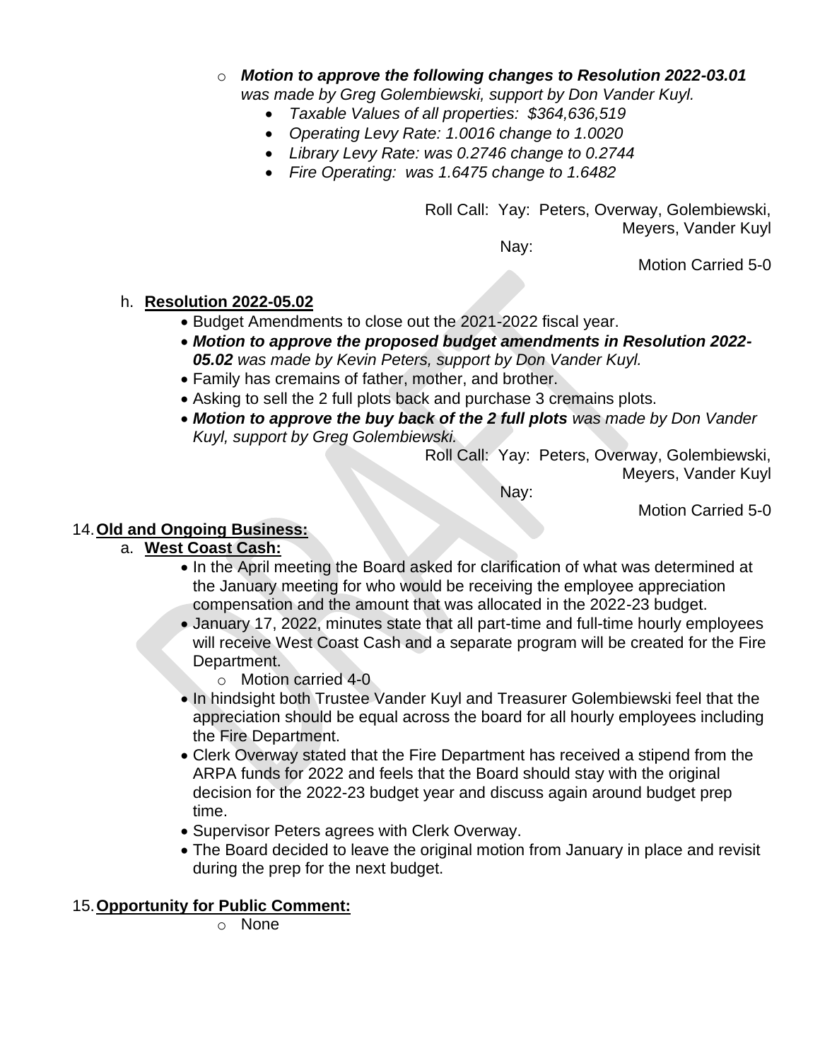- ***Motion to approve the following changes to Resolution 2022-03.01*** *was made by Greg Golembiewski, support by Don Vander Kuyl.*
    - *Taxable Values of all properties: $364,636,519*
    - *Operating Levy Rate: 1.0016 change to 1.0020*
    - *Library Levy Rate: was 0.2746 change to 0.2744*
    - *Fire Operating: was 1.6475 change to 1.6482*

Roll Call: Yay: Peters, Overway, Golembiewski, Meyers, Vander Kuyl

Nay:

Motion Carried 5-0

h. **Resolution 2022-05.02**

- Budget Amendments to close out the 2021-2022 fiscal year.
- ***Motion to approve the proposed budget amendments in Resolution 2022-05.02*** *was made by Kevin Peters, support by Don Vander Kuyl.*
- Family has cremains of father, mother, and brother.
- Asking to sell the 2 full plots back and purchase 3 cremains plots.
- ***Motion to approve the buy back of the 2 full plots*** *was made by Don Vander Kuyl, support by Greg Golembiewski.*

Roll Call: Yay: Peters, Overway, Golembiewski, Meyers, Vander Kuyl

Nay:

Motion Carried 5-0

14. **Old and Ongoing Business:**

a. **West Coast Cash:**

- In the April meeting the Board asked for clarification of what was determined at the January meeting for who would be receiving the employee appreciation compensation and the amount that was allocated in the 2022-23 budget.
- January 17, 2022, minutes state that all part-time and full-time hourly employees will receive West Coast Cash and a separate program will be created for the Fire Department.
    - Motion carried 4-0
- In hindsight both Trustee Vander Kuyl and Treasurer Golembiewski feel that the appreciation should be equal across the board for all hourly employees including the Fire Department.
- Clerk Overway stated that the Fire Department has received a stipend from the ARPA funds for 2022 and feels that the Board should stay with the original decision for the 2022-23 budget year and discuss again around budget prep time.
- Supervisor Peters agrees with Clerk Overway.
- The Board decided to leave the original motion from January in place and revisit during the prep for the next budget.

15. **Opportunity for Public Comment:**

- None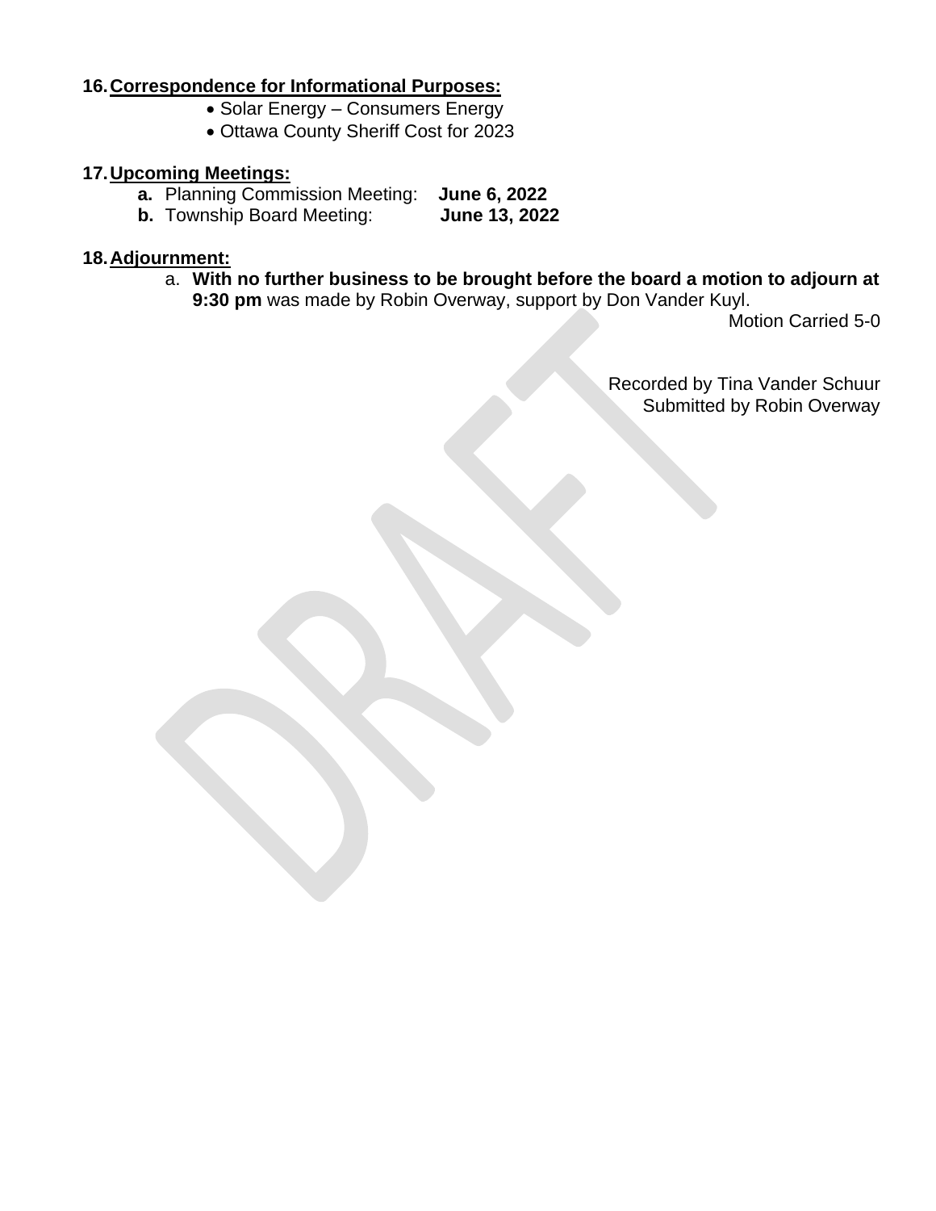**16. Correspondence for Informational Purposes:**

- Solar Energy – Consumers Energy
- Ottawa County Sheriff Cost for 2023

**17. Upcoming Meetings:**

**a.** Planning Commission Meeting: **June 6, 2022**

**b.** Township Board Meeting: **June 13, 2022**

**18. Adjournment:**

a. **With no further business to be brought before the board a motion to adjourn at 9:30 pm** was made by Robin Overway, support by Don Vander Kuyl.

Motion Carried 5-0

Recorded by Tina Vander Schuur

Submitted by Robin Overway